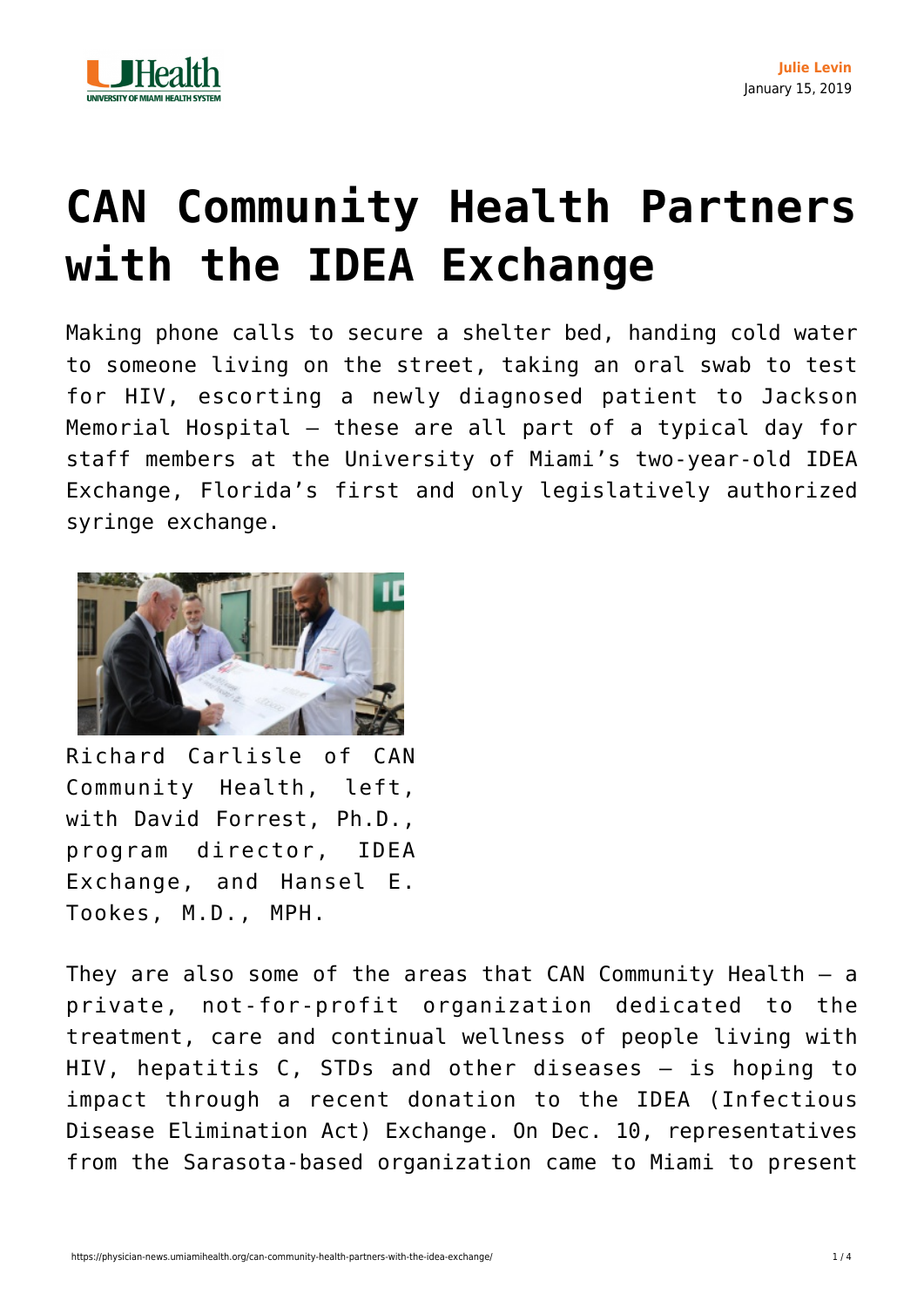Julie Levin
January 15, 2019

# CAN Community Health Partners with the IDEA Exchange

Making phone calls to secure a shelter bed, handing cold water to someone living on the street, taking an oral swab to test for HIV, escorting a newly diagnosed patient to Jackson Memorial Hospital — these are all part of a typical day for staff members at the University of Miami's two-year-old IDEA Exchange, Florida's first and only legislatively authorized syringe exchange.

Richard Carlisle of CAN Community Health, left, with David Forrest, Ph.D., program director, IDEA Exchange, and Hansel E. Tookes, M.D., MPH.

They are also some of the areas that CAN Community Health — a private, not-for-profit organization dedicated to the treatment, care and continual wellness of people living with HIV, hepatitis C, STDs and other diseases — is hoping to impact through a recent donation to the IDEA (Infectious Disease Elimination Act) Exchange. On Dec. 10, representatives from the Sarasota-based organization came to Miami to present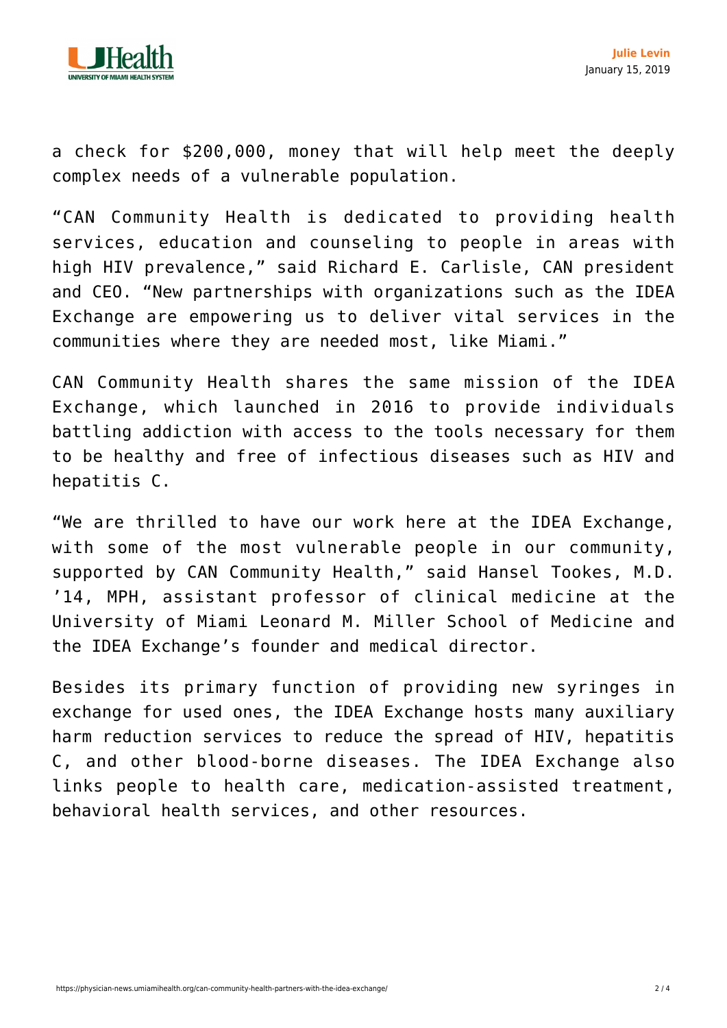a check for $200,000, money that will help meet the deeply complex needs of a vulnerable population.

“CAN Community Health is dedicated to providing health services, education and counseling to people in areas with high HIV prevalence,” said Richard E. Carlisle, CAN president and CEO. “New partnerships with organizations such as the IDEA Exchange are empowering us to deliver vital services in the communities where they are needed most, like Miami.”

CAN Community Health shares the same mission of the IDEA Exchange, which launched in 2016 to provide individuals battling addiction with access to the tools necessary for them to be healthy and free of infectious diseases such as HIV and hepatitis C.

“We are thrilled to have our work here at the IDEA Exchange, with some of the most vulnerable people in our community, supported by CAN Community Health,” said Hansel Tookes, M.D. ’14, MPH, assistant professor of clinical medicine at the University of Miami Leonard M. Miller School of Medicine and the IDEA Exchange’s founder and medical director.

Besides its primary function of providing new syringes in exchange for used ones, the IDEA Exchange hosts many auxiliary harm reduction services to reduce the spread of HIV, hepatitis C, and other blood-borne diseases. The IDEA Exchange also links people to health care, medication-assisted treatment, behavioral health services, and other resources.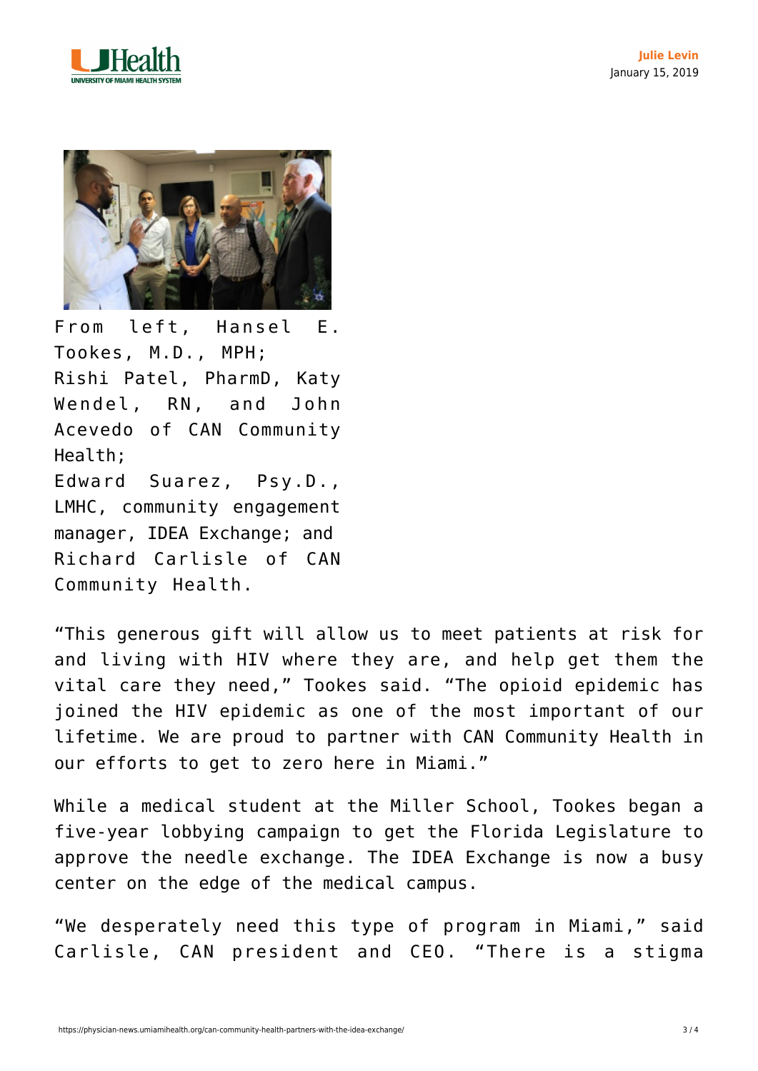From left, Hansel E. Tookes, M.D., MPH; Rishi Patel, PharmD, Katy Wendel, RN, and John Acevedo of CAN Community Health; Edward Suarez, Psy.D., LMHC, community engagement manager, IDEA Exchange; and Richard Carlisle of CAN Community Health.

"This generous gift will allow us to meet patients at risk for and living with HIV where they are, and help get them the vital care they need," Tookes said. "The opioid epidemic has joined the HIV epidemic as one of the most important of our lifetime. We are proud to partner with CAN Community Health in our efforts to get to zero here in Miami."

While a medical student at the Miller School, Tookes began a five-year lobbying campaign to get the Florida Legislature to approve the needle exchange. The IDEA Exchange is now a busy center on the edge of the medical campus.

"We desperately need this type of program in Miami," said Carlisle, CAN president and CEO. "There is a stigma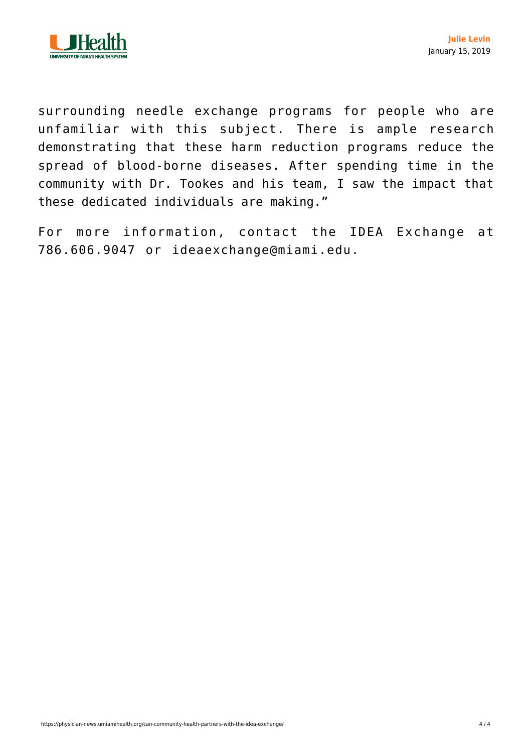surrounding needle exchange programs for people who are unfamiliar with this subject. There is ample research demonstrating that these harm reduction programs reduce the spread of blood-borne diseases. After spending time in the community with Dr. Tookes and his team, I saw the impact that these dedicated individuals are making."

For more information, contact the IDEA Exchange at 786.606.9047 or ideaexchange@miami.edu.